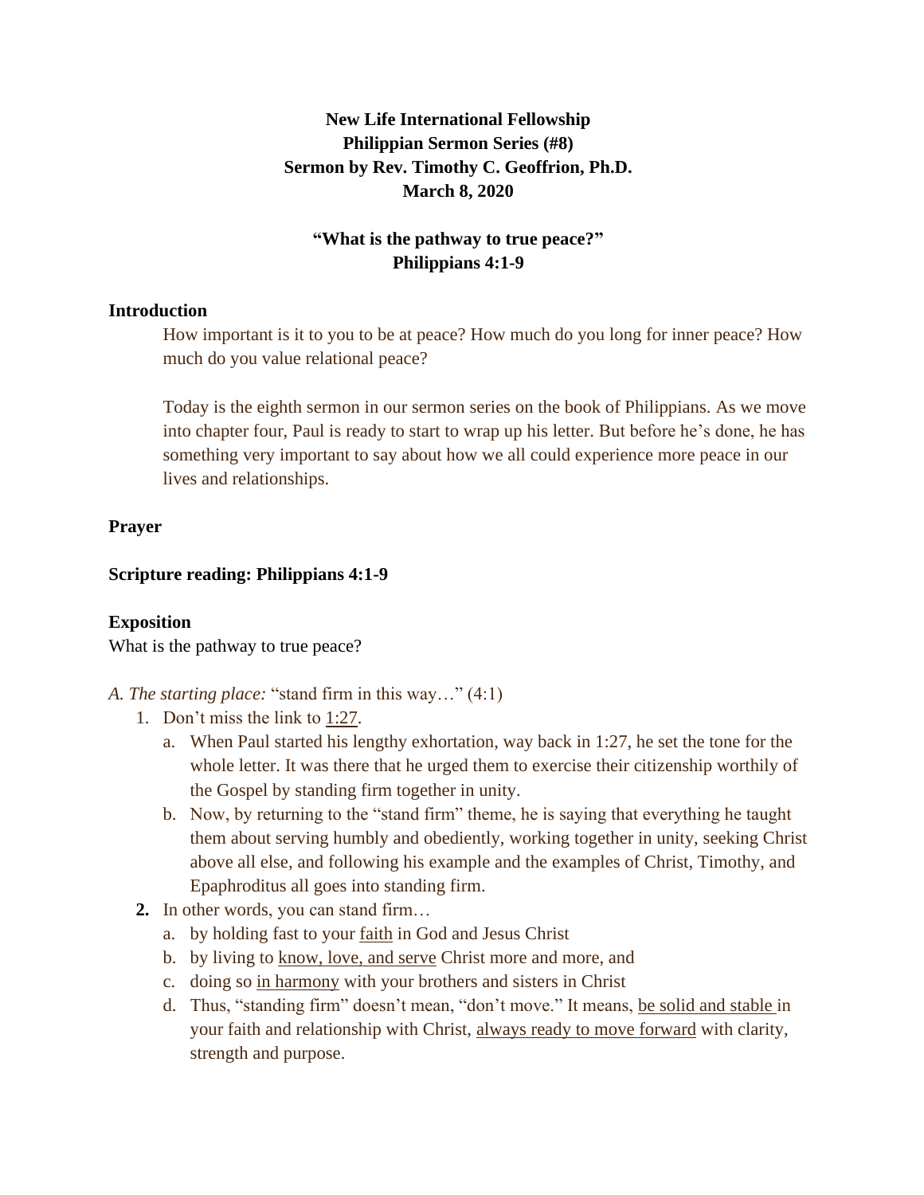**New Life International Fellowship**
**Philippian Sermon Series (#8)**
**Sermon by Rev. Timothy C. Geoffrion, Ph.D.**
**March 8, 2020**

**"What is the pathway to true peace?"**
**Philippians 4:1-9**

## Introduction

How important is it to you to be at peace? How much do you long for inner peace? How much do you value relational peace?

Today is the eighth sermon in our sermon series on the book of Philippians. As we move into chapter four, Paul is ready to start to wrap up his letter. But before he's done, he has something very important to say about how we all could experience more peace in our lives and relationships.

## Prayer

## Scripture reading: Philippians 4:1-9

## Exposition

What is the pathway to true peace?

*A. The starting place:* "stand firm in this way…" (4:1)

1. Don't miss the link to 1:27.
   a. When Paul started his lengthy exhortation, way back in 1:27, he set the tone for the whole letter. It was there that he urged them to exercise their citizenship worthily of the Gospel by standing firm together in unity.
   b. Now, by returning to the "stand firm" theme, he is saying that everything he taught them about serving humbly and obediently, working together in unity, seeking Christ above all else, and following his example and the examples of Christ, Timothy, and Epaphroditus all goes into standing firm.
2. In other words, you can stand firm…
   a. by holding fast to your faith in God and Jesus Christ
   b. by living to know, love, and serve Christ more and more, and
   c. doing so in harmony with your brothers and sisters in Christ
   d. Thus, "standing firm" doesn't mean, "don't move." It means, be solid and stable in your faith and relationship with Christ, always ready to move forward with clarity, strength and purpose.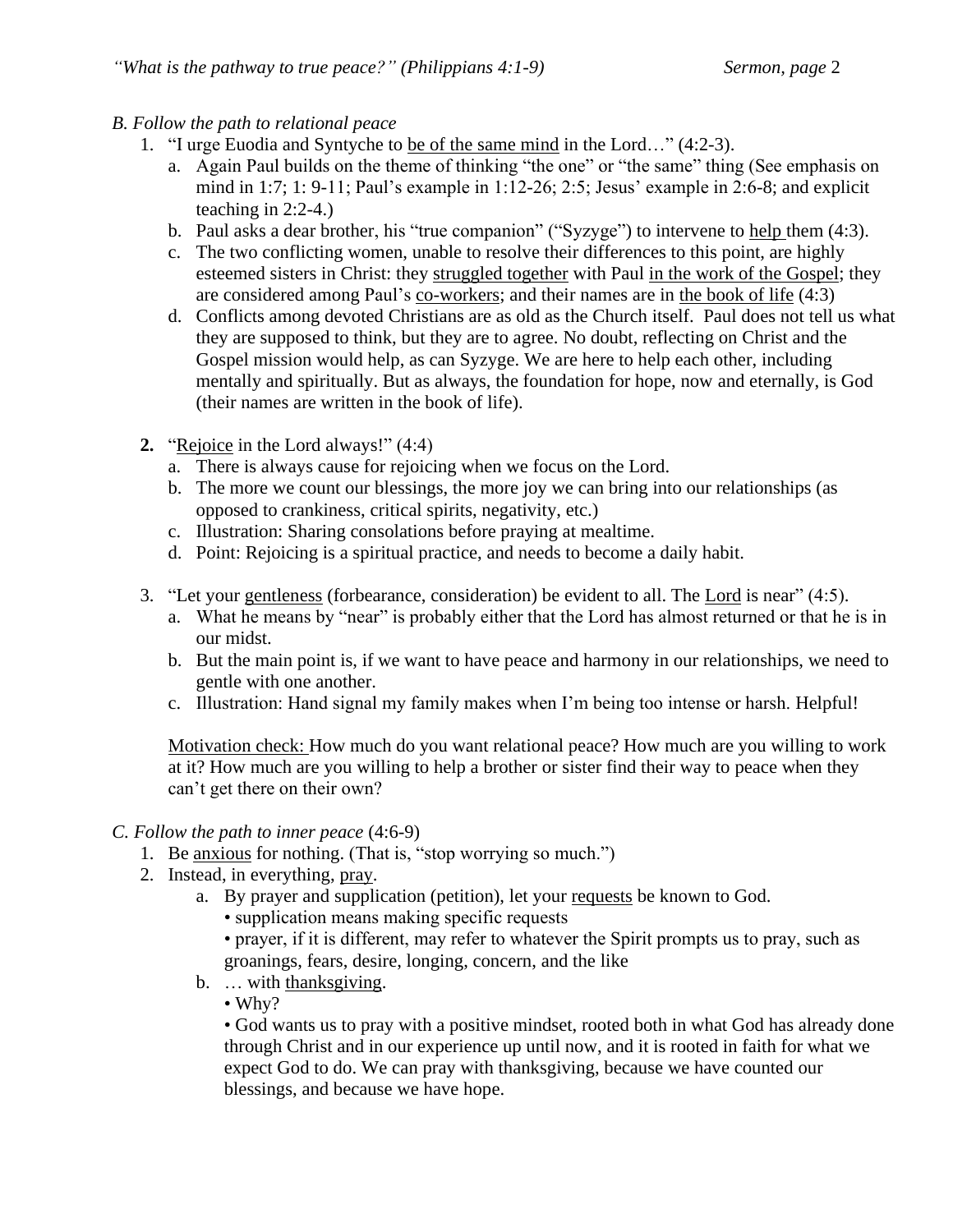*B. Follow the path to relational peace*

1. "I urge Euodia and Syntyche to be of the same mind in the Lord…" (4:2-3).
   a. Again Paul builds on the theme of thinking "the one" or "the same" thing (See emphasis on mind in 1:7; 1: 9-11; Paul's example in 1:12-26; 2:5; Jesus' example in 2:6-8; and explicit teaching in 2:2-4.)
   b. Paul asks a dear brother, his "true companion" ("Syzyge") to intervene to help them (4:3).
   c. The two conflicting women, unable to resolve their differences to this point, are highly esteemed sisters in Christ: they struggled together with Paul in the work of the Gospel; they are considered among Paul's co-workers; and their names are in the book of life (4:3)
   d. Conflicts among devoted Christians are as old as the Church itself. Paul does not tell us what they are supposed to think, but they are to agree. No doubt, reflecting on Christ and the Gospel mission would help, as can Syzyge. We are here to help each other, including mentally and spiritually. But as always, the foundation for hope, now and eternally, is God (their names are written in the book of life).

2. "Rejoice in the Lord always!" (4:4)
   a. There is always cause for rejoicing when we focus on the Lord.
   b. The more we count our blessings, the more joy we can bring into our relationships (as opposed to crankiness, critical spirits, negativity, etc.)
   c. Illustration: Sharing consolations before praying at mealtime.
   d. Point: Rejoicing is a spiritual practice, and needs to become a daily habit.

3. "Let your gentleness (forbearance, consideration) be evident to all. The Lord is near" (4:5).
   a. What he means by "near" is probably either that the Lord has almost returned or that he is in our midst.
   b. But the main point is, if we want to have peace and harmony in our relationships, we need to gentle with one another.
   c. Illustration: Hand signal my family makes when I'm being too intense or harsh. Helpful!

   Motivation check: How much do you want relational peace? How much are you willing to work at it? How much are you willing to help a brother or sister find their way to peace when they can't get there on their own?

*C. Follow the path to inner peace* (4:6-9)

1. Be anxious for nothing. (That is, "stop worrying so much.")
2. Instead, in everything, pray.
   a. By prayer and supplication (petition), let your requests be known to God.
      • supplication means making specific requests
      • prayer, if it is different, may refer to whatever the Spirit prompts us to pray, such as groanings, fears, desire, longing, concern, and the like
   b. … with thanksgiving.
      • Why?
      • God wants us to pray with a positive mindset, rooted both in what God has already done through Christ and in our experience up until now, and it is rooted in faith for what we expect God to do. We can pray with thanksgiving, because we have counted our blessings, and because we have hope.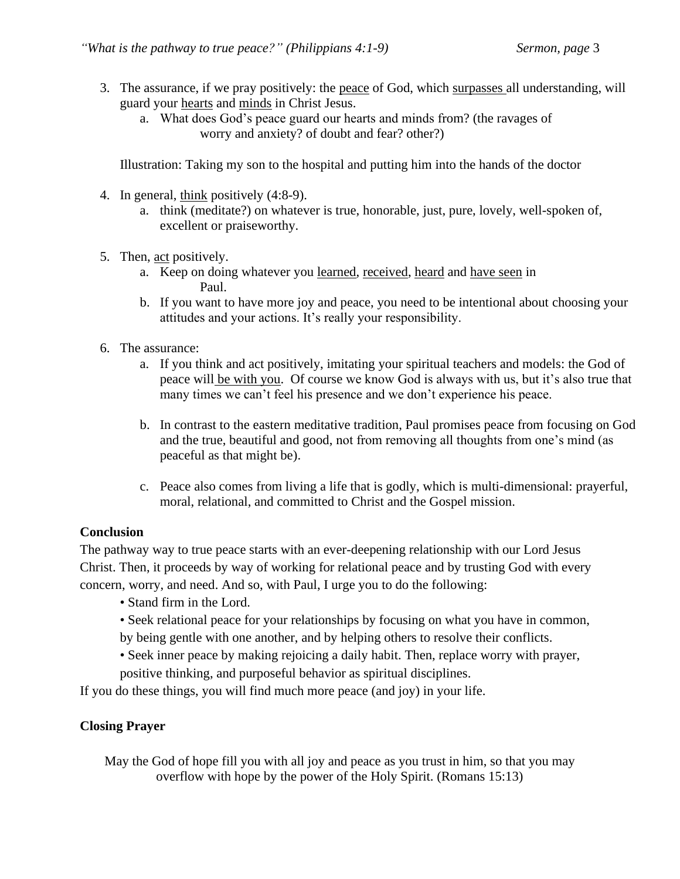3. The assurance, if we pray positively: the <u>peace</u> of God, which <u>surpasses</u> all understanding, will guard your <u>hearts</u> and <u>minds</u> in Christ Jesus.
    a. What does God's peace guard our hearts and minds from? (the ravages of worry and anxiety? of doubt and fear? other?)

   Illustration: Taking my son to the hospital and putting him into the hands of the doctor

4. In general, <u>think</u> positively (4:8-9).
    a. think (meditate?) on whatever is true, honorable, just, pure, lovely, well-spoken of, excellent or praiseworthy.

5. Then, <u>act</u> positively.
    a. Keep on doing whatever you <u>learned</u>, <u>received</u>, <u>heard</u> and <u>have seen</u> in Paul.
    b. If you want to have more joy and peace, you need to be intentional about choosing your attitudes and your actions. It's really your responsibility.

6. The assurance:
    a. If you think and act positively, imitating your spiritual teachers and models: the God of peace will <u>be with you</u>. Of course we know God is always with us, but it's also true that many times we can't feel his presence and we don't experience his peace.

    b. In contrast to the eastern meditative tradition, Paul promises peace from focusing on God and the true, beautiful and good, not from removing all thoughts from one's mind (as peaceful as that might be).

    c. Peace also comes from living a life that is godly, which is multi-dimensional: prayerful, moral, relational, and committed to Christ and the Gospel mission.

**Conclusion**

The pathway way to true peace starts with an ever-deepening relationship with our Lord Jesus Christ. Then, it proceeds by way of working for relational peace and by trusting God with every concern, worry, and need. And so, with Paul, I urge you to do the following:

- Stand firm in the Lord.
- Seek relational peace for your relationships by focusing on what you have in common, by being gentle with one another, and by helping others to resolve their conflicts.
- Seek inner peace by making rejoicing a daily habit. Then, replace worry with prayer, positive thinking, and purposeful behavior as spiritual disciplines.

If you do these things, you will find much more peace (and joy) in your life.

**Closing Prayer**

May the God of hope fill you with all joy and peace as you trust in him, so that you may overflow with hope by the power of the Holy Spirit. (Romans 15:13)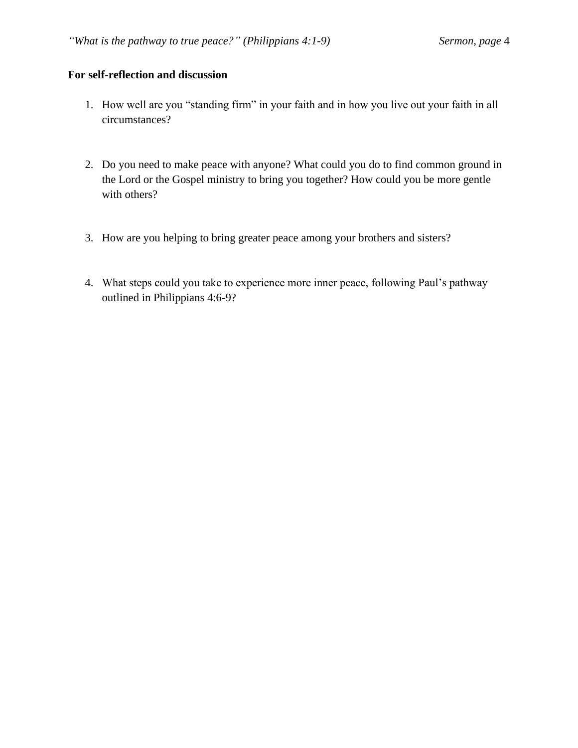**For self-reflection and discussion**

1. How well are you "standing firm" in your faith and in how you live out your faith in all circumstances?

2. Do you need to make peace with anyone? What could you do to find common ground in the Lord or the Gospel ministry to bring you together? How could you be more gentle with others?

3. How are you helping to bring greater peace among your brothers and sisters?

4. What steps could you take to experience more inner peace, following Paul's pathway outlined in Philippians 4:6-9?